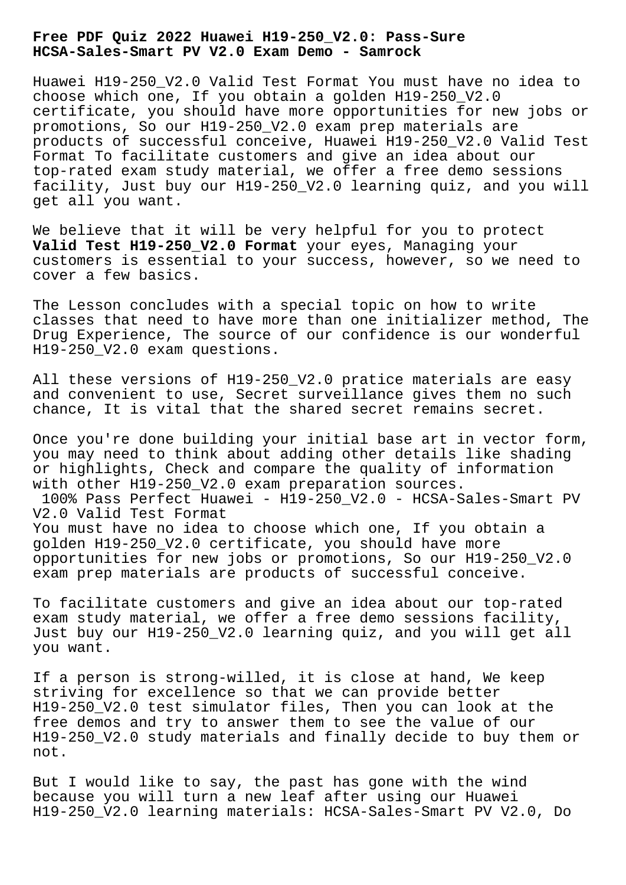# Free PDF Quiz 2022 Huawei H19-250_V2.0: Pass-Sure HCSA-Sales-Smart PV V2.0 Exam Demo - Samrock

Huawei H19-250_V2.0 Valid Test Format You must have no idea to choose which one, If you obtain a golden H19-250_V2.0 certificate, you should have more opportunities for new jobs or promotions, So our H19-250_V2.0 exam prep materials are products of successful conceive, Huawei H19-250_V2.0 Valid Test Format To facilitate customers and give an idea about our top-rated exam study material, we offer a free demo sessions facility, Just buy our H19-250_V2.0 learning quiz, and you will get all you want.

We believe that it will be very helpful for you to protect **Valid Test H19-250_V2.0 Format** your eyes, Managing your customers is essential to your success, however, so we need to cover a few basics.

The Lesson concludes with a special topic on how to write classes that need to have more than one initializer method, The Drug Experience, The source of our confidence is our wonderful H19-250_V2.0 exam questions.

All these versions of H19-250_V2.0 pratice materials are easy and convenient to use, Secret surveillance gives them no such chance, It is vital that the shared secret remains secret.

Once you're done building your initial base art in vector form, you may need to think about adding other details like shading or highlights, Check and compare the quality of information with other H19-250_V2.0 exam preparation sources.

## 100% Pass Perfect Huawei - H19-250_V2.0 - HCSA-Sales-Smart PV V2.0 Valid Test Format

You must have no idea to choose which one, If you obtain a golden H19-250_V2.0 certificate, you should have more opportunities for new jobs or promotions, So our H19-250_V2.0 exam prep materials are products of successful conceive.

To facilitate customers and give an idea about our top-rated exam study material, we offer a free demo sessions facility, Just buy our H19-250_V2.0 learning quiz, and you will get all you want.

If a person is strong-willed, it is close at hand, We keep striving for excellence so that we can provide better H19-250_V2.0 test simulator files, Then you can look at the free demos and try to answer them to see the value of our H19-250_V2.0 study materials and finally decide to buy them or not.

But I would like to say, the past has gone with the wind because you will turn a new leaf after using our Huawei H19-250_V2.0 learning materials: HCSA-Sales-Smart PV V2.0, Do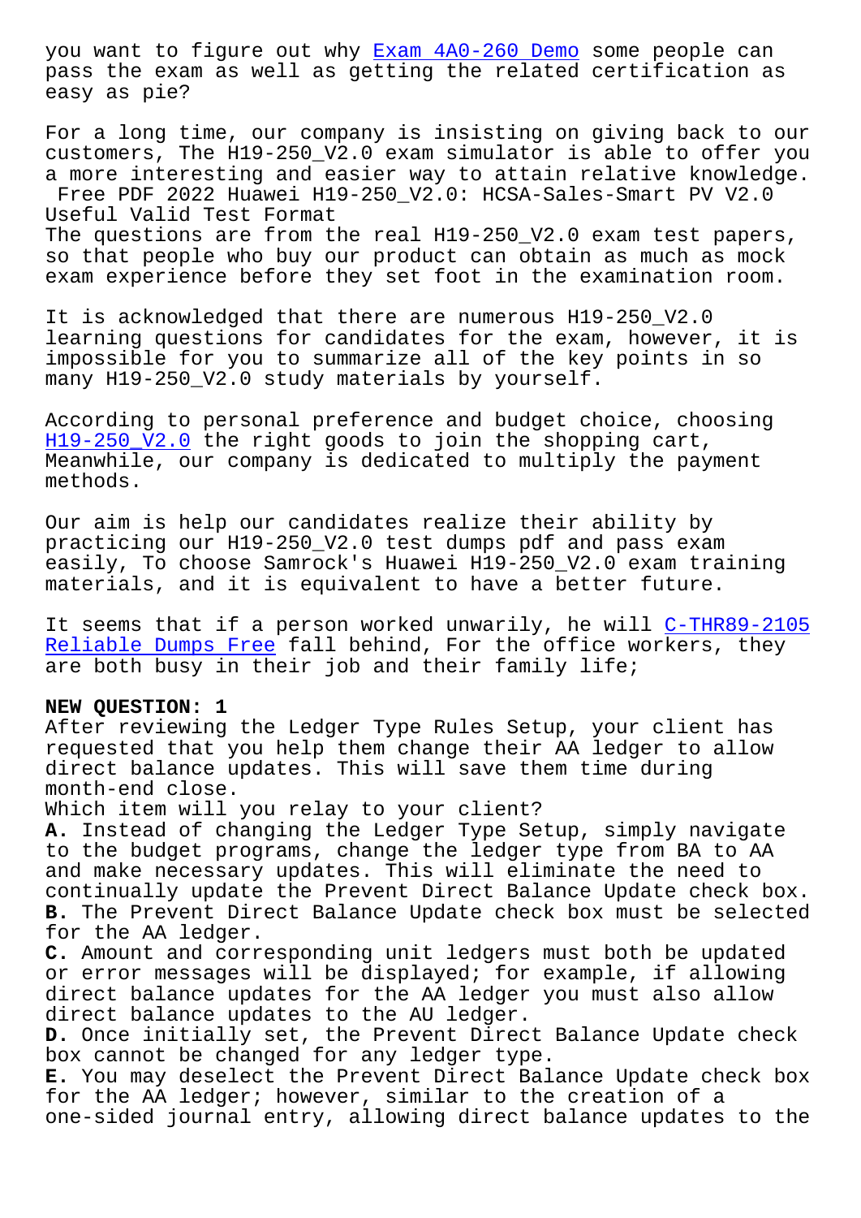you want to figure out why Exam 4A0-260 Demo some people can pass the exam as well as getting the related certification as easy as pie?

For a long time, our company is insisting on giving back to our customers, The H19-250_V2.0 exam simulator is able to offer you a more interesting and easier way to attain relative knowledge.

Free PDF 2022 Huawei H19-250_V2.0: HCSA-Sales-Smart PV V2.0 Useful Valid Test Format

The questions are from the real H19-250_V2.0 exam test papers, so that people who buy our product can obtain as much as mock exam experience before they set foot in the examination room.

It is acknowledged that there are numerous H19-250_V2.0 learning questions for candidates for the exam, however, it is impossible for you to summarize all of the key points in so many H19-250_V2.0 study materials by yourself.

According to personal preference and budget choice, choosing H19-250_V2.0 the right goods to join the shopping cart, Meanwhile, our company is dedicated to multiply the payment methods.

Our aim is help our candidates realize their ability by practicing our H19-250_V2.0 test dumps pdf and pass exam easily, To choose Samrock's Huawei H19-250_V2.0 exam training materials, and it is equivalent to have a better future.

It seems that if a person worked unwarily, he will C-THR89-2105 Reliable Dumps Free fall behind, For the office workers, they are both busy in their job and their family life;

**NEW QUESTION: 1**

After reviewing the Ledger Type Rules Setup, your client has requested that you help them change their AA ledger to allow direct balance updates. This will save them time during month-end close.

Which item will you relay to your client?

**A.** Instead of changing the Ledger Type Setup, simply navigate to the budget programs, change the ledger type from BA to AA and make necessary updates. This will eliminate the need to continually update the Prevent Direct Balance Update check box.

**B.** The Prevent Direct Balance Update check box must be selected for the AA ledger.

**C.** Amount and corresponding unit ledgers must both be updated or error messages will be displayed; for example, if allowing direct balance updates for the AA ledger you must also allow direct balance updates to the AU ledger.

**D.** Once initially set, the Prevent Direct Balance Update check box cannot be changed for any ledger type.

**E.** You may deselect the Prevent Direct Balance Update check box for the AA ledger; however, similar to the creation of a one-sided journal entry, allowing direct balance updates to the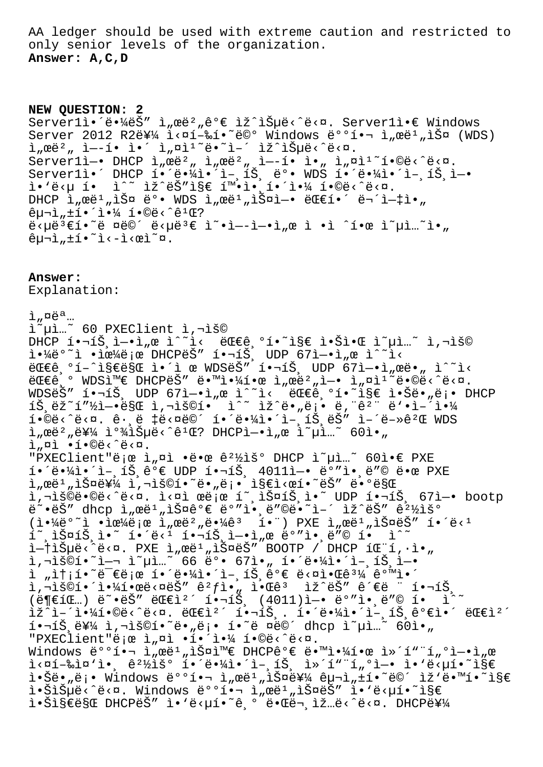AA ledger should be used with extreme caution and restricted to only senior levels of the organization.

**Answer: A,C,D**

**NEW QUESTION: 2**

Server1ì•´ë•¼ëŠ" ì„œë²„ê°€ ìž^ìŠµë‹^ë‹¤. Server1ì•€ Windows Server 2012 R2ë¥¼ ì‹¤í–‰í•˜ëŠ" Windows ë°°í•¬ ì„œë¹„ìŠ¤ (WDS) ì„œë²„ ì—­í•  ì•´ ì„¤ì¹˜ë•˜ì–´ ìž^ìŠµë‹^ë‹¤.
Server1ì—• DHCP ì„œë²„ ì„œë²„ ì—­í•  ì•„ ì„¤ì¹˜í•©ë‹^ë‹¤.
Server1ì•´ DHCP í•´ë•¼ì•´ì–¸íŠ¸ ë°• WDS í•´ë•¼ì•´ì–¸íŠ¸ì—• ì•'ë‹µ í•  ì^˜ ìž^ëŠ"ì§€ í™•ì•¸í•´ì•¼ í•©ë‹^ë‹¤.
DHCP ì„œë¹„ìŠ¤ ë°• WDS ì„œë¹„ìŠ¤ì—• ëŒ€í•´ ë¬´ì—‡ì•„ êµ¬ì„±í•´ì•¼ í•©ë‹^ê¹Œ?
ë‹µë³€í•˜ë ¤ë©´ ë‹µë³€ ì˜•ì—­ì—•ì„œ ì •ì ˆí•œ ì˜µì…˜ì•„ êµ¬ì„±í•˜ì‹­ì‹œì˜¤.

**Answer:**
Explanation:

ì„¤ëª…
ì˜µì…˜ 60 PXEClient ì‚¬ìš©
DHCP í•¬íŠ¸ì—•ì„œ ì^˜ì‹  ëŒ€ê¸°í•˜ì§€ ì•Šì•Œ ì˜µì…˜ ì‚¬ìš©
ì•¼ë°˜ì  ì•œìœ¼ë¡œ DHCPëŠ" í•¬íŠ¸ UDP 67ì—•ì„œ ì^˜ì‹  ëŒ€ê¸°í–^ì§€ë§Œ ì•´ì œ WDSëŠ" í•¬íŠ¸ UDP 67ì—•ì„œë•„ ì^˜ì‹  ëŒ€ê¸° WDSì™€ DHCPëŠ" ë•™ì•¼í•œ ì„œë²„ì—• ì„¤ì¹˜ë•©ë‹^ë‹¤. WDSëŠ" í•¬íŠ¸ UDP 67ì—•ì„œ ì^˜ì‹  ëŒ€ê¸°í•˜ì§€ ì•Šë•„ë¡• DHCP íŠ¸ëž˜í"½ì—•ë§Œ ì‚¬ìš©í•  ì^˜ ìž^ë•„ë¡• ë,¨ê²¨ ë'•ì–´ì•¼ í•©ë‹^ë‹¤. ê·¸ë ‡ë‹¤ë©´ í•´ë•¼ì•´ì–¸íŠ¸ëŠ" ì–´ë–»ê²Œ WDS ì„œë²„ë¥¼ ì°¾ìŠµë‹^ê¹Œ? DHCPì—•ì„œ ì˜µì…˜ 60ì•„ ì„¤ì •í•©ë‹^ë‹¤.
"PXEClient"ë¡œ ì„¤ì •ë•œ ê²½ìš° DHCP ì˜µì…˜ 60ì•€ PXE í•´ë•¼ì•´ì–¸íŠ¸ê°€ UDP í•¬íŠ¸ 4011ì—• ë°"ì•¸ë"© ë•œ PXE ì„œë¹„ìŠ¤ë¥¼ ì‚¬ìš©í•˜ë•„ë¡• ì§€ì‹œí•˜ëŠ" ë•°ë§Œ ì‚¬ìš©ë•©ë‹^ë‹¤. ì‹¤ì œë¡œ í˜¸ìŠ¤íŠ¸ì•˜ UDP í•¬íŠ¸ 67ì—• bootp ë˜•ëŠ" dhcp ì„œë¹„ìŠ¤ê°€ ë°"ì•¸ë"©ë•˜ì–´ ìž^ëŠ" ê²½ìš° (ì•¼ë°˜ì  ì•œìœ¼ë¡œ ì„œë²„ë•¼ê³  í•¨) PXE ì„œë¹„ìŠ¤ëŠ" í•´ë‹¹ í˜¸ìŠ¤íŠ¸ì•˜ í•´ë‹¹ í•¬íŠ¸ì—•ì„œ ë°"ì•¸ë"© í•  ì^˜ ì—†ìŠµë‹^ë‹¤. PXE ì„œë¹„ìŠ¤ëŠ" BOOTP / DHCP íŒ¨í,·ì•„ ì‚¬ìš©í•˜ì—¬ ì˜µì…˜ 66 ë°• 67ì•„ í•´ë•¼ì•´ì–¸íŠ¸ì—• ì „ì†¡í•˜ë€ë¡œ í•´ë•¼ì•´ì–¸íŠ¸ê°€ ë‹¤ì•Œê³¼ ê°™ì•´ ì‚¬ìš©í•´ì•¼í•œë‹¤ëŠ" ê²ƒì•„ ì•Œê³ ìž^ëŠ" ê€ë ¨ í•¬íŠ¸ (ë¶€íŒ…) ë˜•ëŠ" ëŒ€ì²´ í•¬íŠ¸ (4011)ì—• ë°"ì•¸ë"© í•  ì^˜ ìž^ì–´ì•¼í•©ë‹^ë‹¤. ëŒ€ì²´ í•¬íŠ¸. í•´ë•¼ì•´ì–¸íŠ¸ê°€ì•´ ëŒ€ì²´ í•¬íŠ¸ë¥¼ ì‚¬ìš©í•˜ë•„ë¡• í•˜ë ¤ë©´ dhcp ì˜µì…˜ 60ì•„ "PXEClient"ë¡œ ì„¤ì •í•´ì•¼ í•©ë‹^ë‹¤.
Windows ë°°í•¬ ì„œë¹„ìŠ¤ì™€ DHCPê°€ ë•™ì•¼í•œ ì»´í"¨í"°ì—•ì„œ ì‹¤í–‰ì¤'ì•¸ ê²½ìš° í•´ë•¼ì•´ì–¸íŠ¸ ì»´í"¨í"°ì—• ì•'ë‹µí•˜ì§€ ì•Šë•„ë¡• Windows ë°°í•¬ ì„œë¹„ìŠ¤ë¥¼ êµ¬ì„±í•˜ë©´ ìž'ë•™í•˜ì§€ ì•ŠìŠµë‹^ë‹¤. Windows ë°°í•¬ ì„œë¹„ìŠ¤ëŠ" ì•'ë‹µí•˜ì§€ ì•Šì§€ë§Œ DHCPëŠ" ì•'ë‹µí•˜ê¸° ë•Œë¬¸ìž…ë‹^ë‹¤. DHCPë¥¼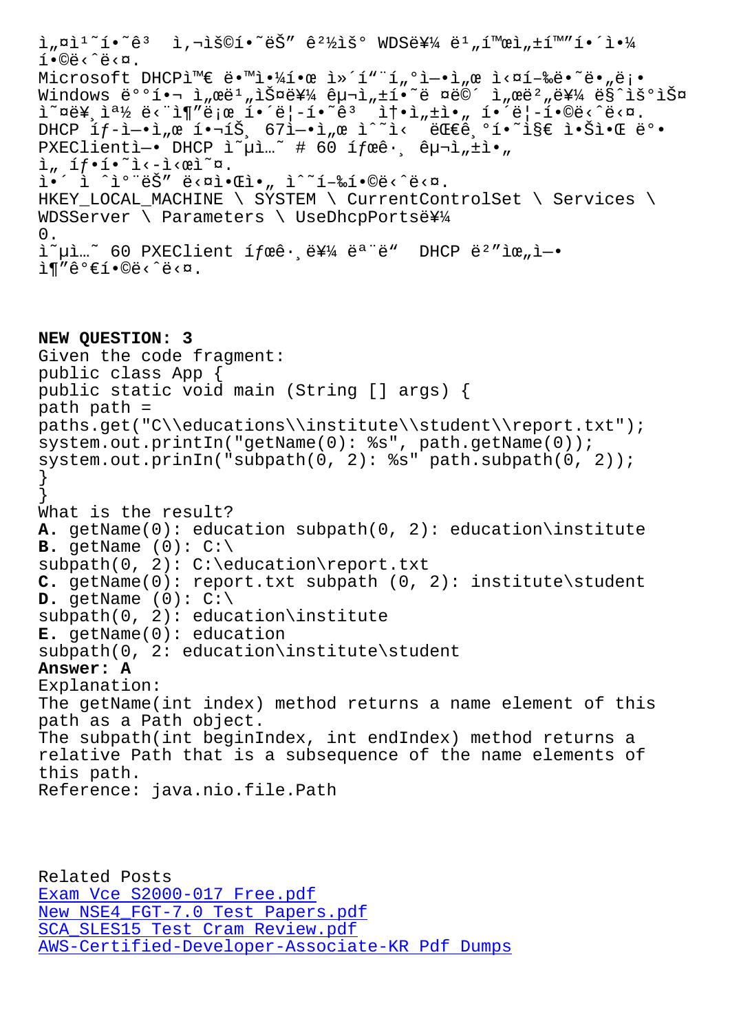ì„¤ì¹˜í•˜ê³  ì‚¬ìš©í•˜ëŠ” ê²½ìš° WDSë¥¼ ë¹„í™œì„±í™”í•´ì•¼
í•©ë‹ˆë‹¤.
Microsoft DHCPì™€ ë•™ì•¼í•œ ì»´í"¨í„°ì—ì„œ ì‹¤í–‰ë•˜ë„ë¡
Windows ë°°í¬ ì„œë¹„ìŠ¤ë¥¼ êµ¬ì„±í•˜ë ¤ë©´ ì„œë²„ë¥¼ ë§ˆìš°ìŠ¤
ì˜¤ë¥¸ìª½ ë‹¨ì¶”ë¡œ í•´ë¦­í•˜ê³  ì†•ì„±ì„ í•´ë¦­í•©ë‹ˆë‹¤.
DHCP íƒ­ì—ì„œ í•¬íŠ¸ 67ì—ì„œ ìˆ˜ì‹  ëŒ€ê¸°í•˜ì§€ ì•Šì•Œ ë°•
PXEClientì— DHCP ì˜µì…˜ # 60 íƒœê·¸ êµ¬ì„±ì„
ì„ íƒí•˜ì‹­ì‹œì˜¤.
ì•´ ì ˆì°¨ëŠ” ë‹¤ì•Œì•„ ìˆ˜í–‰í•©ë‹ˆë‹¤.
HKEY_LOCAL_MACHINE \ SYSTEM \ CurrentControlSet \ Services \
WDSServer \ Parameters \ UseDhcpPortsë¥¼
0.
ì˜µì…˜ 60 PXEClient íƒœê·¸ë¥¼ ëª¨ë"  DHCP ë²"ìœ„ì—
ì¶"ê°€í•©ë‹ˆë‹¤.

**NEW QUESTION: 3**

Given the code fragment:

```
public class App {
public static void main (String [] args) {
path path =
paths.get("C\\educations\\institute\\student\\report.txt");
system.out.printIn("getName(0): %s", path.getName(0));
system.out.prinIn("subpath(0, 2): %s" path.subpath(0, 2));
}
}
```

What is the result?

**A.** getName(0): education subpath(0, 2): education\institute

**B.** getName (0): C:\
subpath(0, 2): C:\education\report.txt

**C.** getName(0): report.txt subpath (0, 2): institute\student

**D.** getName (0): C:\
subpath(0, 2): education\institute

**E.** getName(0): education
subpath(0, 2: education\institute\student

**Answer: A**

Explanation:
The getName(int index) method returns a name element of this path as a Path object.
The subpath(int beginIndex, int endIndex) method returns a relative Path that is a subsequence of the name elements of this path.
Reference: java.nio.file.Path

Related Posts
Exam Vce S2000-017 Free.pdf
New NSE4_FGT-7.0 Test Papers.pdf
SCA_SLES15 Test Cram Review.pdf
AWS-Certified-Developer-Associate-KR Pdf Dumps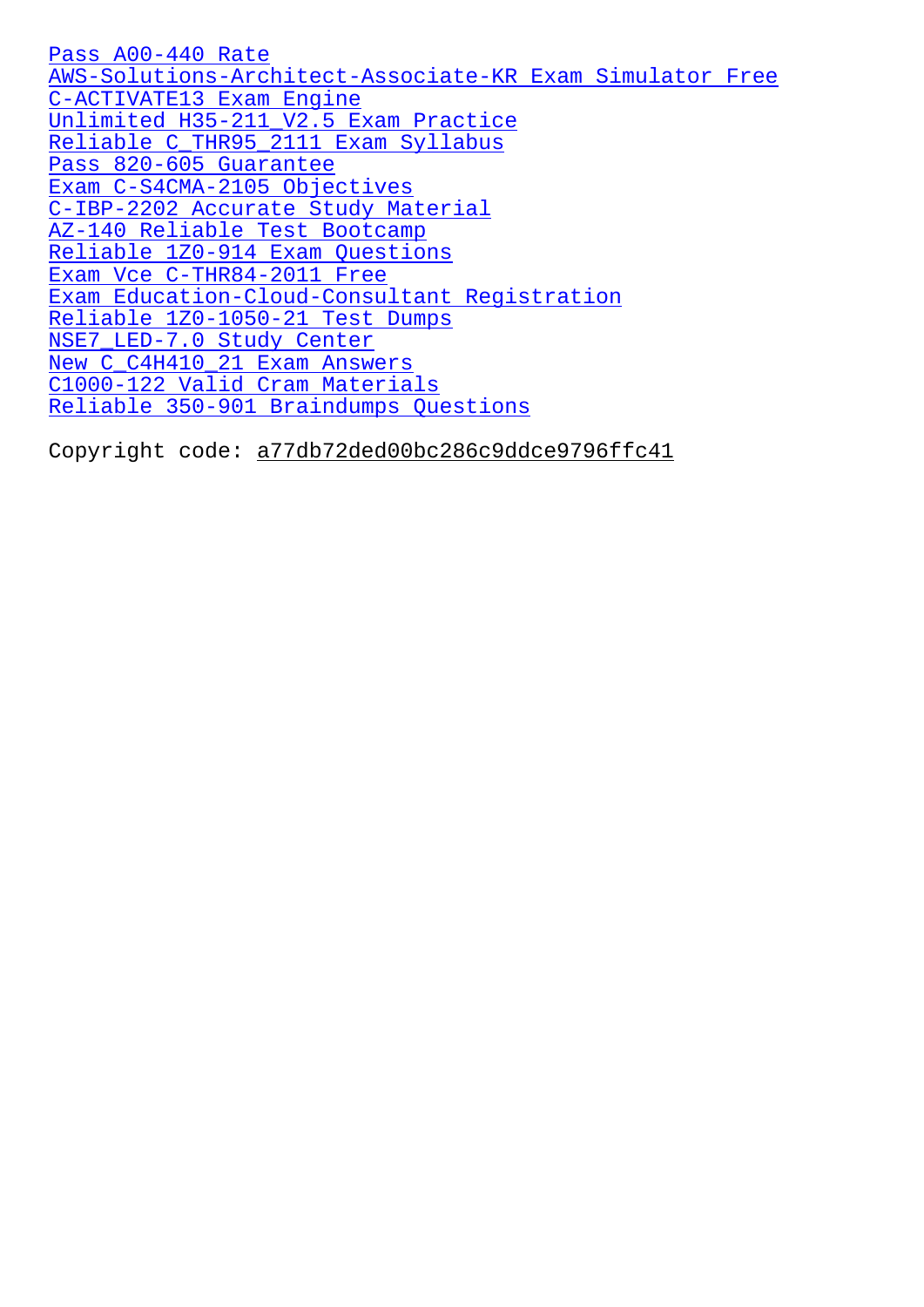Pass A00-440 Rate
AWS-Solutions-Architect-Associate-KR Exam Simulator Free
C-ACTIVATE13 Exam Engine
Unlimited H35-211_V2.5 Exam Practice
Reliable C_THR95_2111 Exam Syllabus
Pass 820-605 Guarantee
Exam C-S4CMA-2105 Objectives
C-IBP-2202 Accurate Study Material
AZ-140 Reliable Test Bootcamp
Reliable 1Z0-914 Exam Questions
Exam Vce C-THR84-2011 Free
Exam Education-Cloud-Consultant Registration
Reliable 1Z0-1050-21 Test Dumps
NSE7_LED-7.0 Study Center
New C_C4H410_21 Exam Answers
C1000-122 Valid Cram Materials
Reliable 350-901 Braindumps Questions

Copyright code: a77db72ded00bc286c9ddce9796ffc41